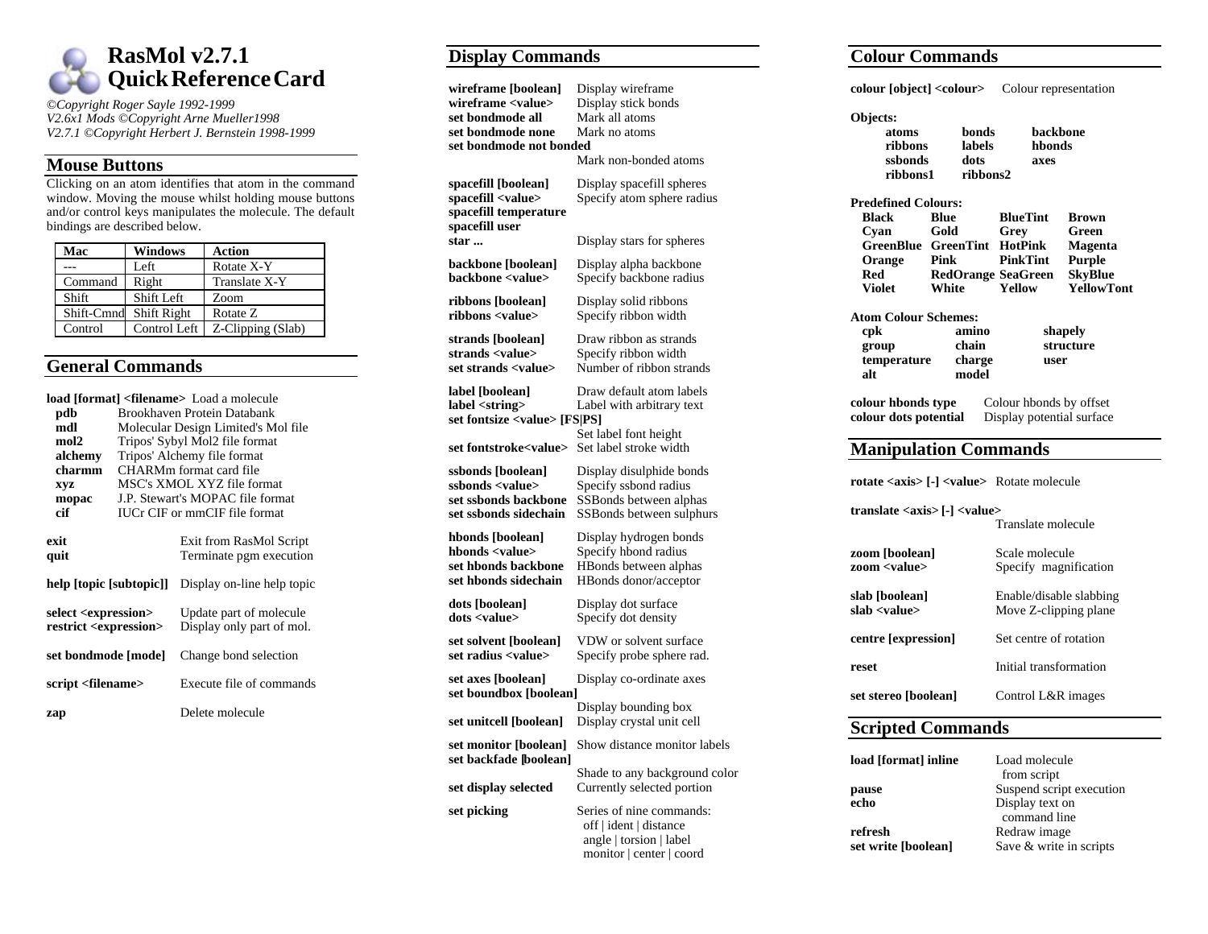# RasMol v2.7.1 Quick Reference Card

*©Copyright Roger Sayle 1992-1999*
*V2.6x1 Mods ©Copyright Arne Mueller1998*
*V2.7.1 ©Copyright Herbert J. Bernstein 1998-1999*

## Mouse Buttons

Clicking on an atom identifies that atom in the command window. Moving the mouse whilst holding mouse buttons and/or control keys manipulates the molecule. The default bindings are described below.

| Mac | Windows | Action |
|---|---|---|
| --- | Left | Rotate X-Y |
| Command | Right | Translate X-Y |
| Shift | Shift Left | Zoom |
| Shift-Cmnd | Shift Right | Rotate Z |
| Control | Control Left | Z-Clipping (Slab) |

## General Commands

**load [format] <filename>** Load a molecule

| | |
|---|---|
| **pdb** | Brookhaven Protein Databank |
| **mdl** | Molecular Design Limited's Mol file |
| **mol2** | Tripos' Sybyl Mol2 file format |
| **alchemy** | Tripos' Alchemy file format |
| **charmm** | CHARMm format card file |
| **xyz** | MSC's XMOL XYZ file format |
| **mopac** | J.P. Stewart's MOPAC file format |
| **cif** | IUCr CIF or mmCIF file format |

| | |
|---|---|
| **exit** | Exit from RasMol Script |
| **quit** | Terminate pgm execution |
| **help [topic [subtopic]]** | Display on-line help topic |
| **select <expression>** | Update part of molecule |
| **restrict <expression>** | Display only part of mol. |
| **set bondmode [mode]** | Change bond selection |
| **script <filename>** | Execute file of commands |
| **zap** | Delete molecule |

## Display Commands

| | |
|---|---|
| **wireframe [boolean]** | Display wireframe |
| **wireframe <value>** | Display stick bonds |
| **set bondmode all** | Mark all atoms |
| **set bondmode none** | Mark no atoms |
| **set bondmode not bonded** | Mark non-bonded atoms |
| **spacefill [boolean]** | Display spacefill spheres |
| **spacefill <value>** | Specify atom sphere radius |
| **spacefill temperature** | |
| **spacefill user** | |
| **star ...** | Display stars for spheres |
| **backbone [boolean]** | Display alpha backbone |
| **backbone <value>** | Specify backbone radius |
| **ribbons [boolean]** | Display solid ribbons |
| **ribbons <value>** | Specify ribbon width |
| **strands [boolean]** | Draw ribbon as strands |
| **strands <value>** | Specify ribbon width |
| **set strands <value>** | Number of ribbon strands |
| **label [boolean]** | Draw default atom labels |
| **label <string>** | Label with arbitrary text |
| **set fontsize <value> [FS\|PS]** | Set label font height |
| **set fontstroke<value>** | Set label stroke width |
| **ssbonds [boolean]** | Display disulphide bonds |
| **ssbonds <value>** | Specify ssbond radius |
| **set ssbonds backbone** | SSBonds between alphas |
| **set ssbonds sidechain** | SSBonds between sulphurs |
| **hbonds [boolean]** | Display hydrogen bonds |
| **hbonds <value>** | Specify hbond radius |
| **set hbonds backbone** | HBonds between alphas |
| **set hbonds sidechain** | HBonds donor/acceptor |
| **dots [boolean]** | Display dot surface |
| **dots <value>** | Specify dot density |
| **set solvent [boolean]** | VDW or solvent surface |
| **set radius <value>** | Specify probe sphere rad. |
| **set axes [boolean]** | Display co-ordinate axes |
| **set boundbox [boolean]** | Display bounding box |
| **set unitcell [boolean]** | Display crystal unit cell |
| **set monitor [boolean]** | Show distance monitor labels |
| **set backfade [boolean]** | Shade to any background color |
| **set display selected** | Currently selected portion |
| **set picking** | Series of nine commands: off \| ident \| distance angle \| torsion \| label monitor \| center \| coord |

## Colour Commands

**colour [object] <colour>** Colour representation

**Objects:**

| | | |
|---|---|---|
| **atoms** | **bonds** | **backbone** |
| **ribbons** | **labels** | **hbonds** |
| **ssbonds** | **dots** | **axes** |
| **ribbons1** | **ribbons2** | |

**Predefined Colours:**

| | | | |
|---|---|---|---|
| **Black** | **Blue** | **BlueTint** | **Brown** |
| **Cyan** | **Gold** | **Grey** | **Green** |
| **GreenBlue** | **GreenTint** | **HotPink** | **Magenta** |
| **Orange** | **Pink** | **PinkTint** | **Purple** |
| **Red** | **RedOrange** | **SeaGreen** | **SkyBlue** |
| **Violet** | **White** | **Yellow** | **YellowTont** |

**Atom Colour Schemes:**

| | | |
|---|---|---|
| **cpk** | **amino** | **shapely** |
| **group** | **chain** | **structure** |
| **temperature** | **charge** | **user** |
| **alt** | **model** | |

| | |
|---|---|
| **colour hbonds type** | Colour hbonds by offset |
| **colour dots potential** | Display potential surface |

## Manipulation Commands

| | |
|---|---|
| **rotate <axis> [-] <value>** | Rotate molecule |
| **translate <axis> [-] <value>** | Translate molecule |
| **zoom [boolean]** | Scale molecule |
| **zoom <value>** | Specify magnification |
| **slab [boolean]** | Enable/disable slabbing |
| **slab <value>** | Move Z-clipping plane |
| **centre [expression]** | Set centre of rotation |
| **reset** | Initial transformation |
| **set stereo [boolean]** | Control L&R images |

## Scripted Commands

| | |
|---|---|
| **load [format] inline** | Load molecule from script |
| **pause** | Suspend script execution |
| **echo** | Display text on command line |
| **refresh** | Redraw image |
| **set write [boolean]** | Save & write in scripts |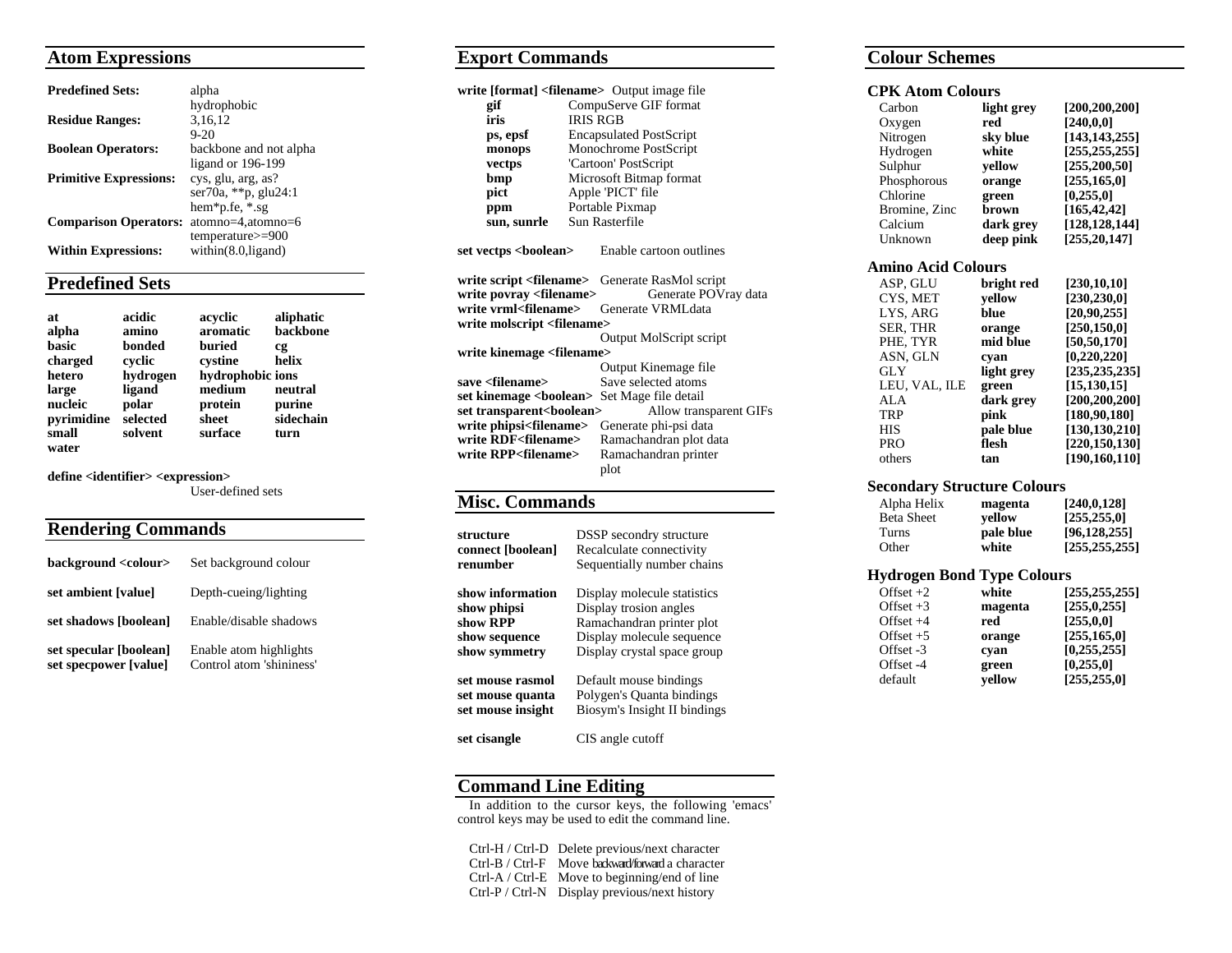## Atom Expressions

| | |
|---|---|
| **Predefined Sets:** | alpha<br>hydrophobic |
| **Residue Ranges:** | 3,16,12<br>9-20 |
| **Boolean Operators:** | backbone and not alpha<br>ligand or 196-199 |
| **Primitive Expressions:** | cys, glu, arg, as?<br>ser70a, **p, glu24:1<br>hem*p.fe, *.sg |
| **Comparison Operators:** | atomno=4,atomno=6<br>temperature>=900 |
| **Within Expressions:** | within(8.0,ligand) |

## Predefined Sets

| | | | |
|---|---|---|---|
| **at** | **acidic** | **acyclic** | **aliphatic** |
| **alpha** | **amino** | **aromatic** | **backbone** |
| **basic** | **bonded** | **buried** | **cg** |
| **charged** | **cyclic** | **cystine** | **helix** |
| **hetero** | **hydrogen** | **hydrophobic** | **ions** |
| **large** | **ligand** | **medium** | **neutral** |
| **nucleic** | **polar** | **protein** | **purine** |
| **pyrimidine** | **selected** | **sheet** | **sidechain** |
| **small** | **solvent** | **surface** | **turn** |
| **water** | | | |

**define <identifier> <expression>**
User-defined sets

## Rendering Commands

| | |
|---|---|
| **background <colour>** | Set background colour |
| **set ambient [value]** | Depth-cueing/lighting |
| **set shadows [boolean]** | Enable/disable shadows |
| **set specular [boolean]** | Enable atom highlights |
| **set specpower [value]** | Control atom 'shininess' |

## Export Commands

**write [format] <filename>** Output image file

| | |
|---|---|
| **gif** | CompuServe GIF format |
| **iris** | IRIS RGB |
| **ps, epsf** | Encapsulated PostScript |
| **monops** | Monochrome PostScript |
| **vectps** | 'Cartoon' PostScript |
| **bmp** | Microsoft Bitmap format |
| **pict** | Apple 'PICT' file |
| **ppm** | Portable Pixmap |
| **sun, sunrle** | Sun Rasterfile |

| | |
|---|---|
| **set vectps <boolean>** | Enable cartoon outlines |
| **write script <filename>** | Generate RasMol script |
| **write povray <filename>** | Generate POVray data |
| **write vrml<filename>** | Generate VRMLdata |
| **write molscript <filename>** | Output MolScript script |
| **write kinemage <filename>** | Output Kinemage file |
| **save <filename>** | Save selected atoms |
| **set kinemage <boolean>** | Set Mage file detail |
| **set transparent<boolean>** | Allow transparent GIFs |
| **write phipsi<filename>** | Generate phi-psi data |
| **write RDF<filename>** | Ramachandran plot data |
| **write RPP<filename>** | Ramachandran printer plot |

## Misc. Commands

| | |
|---|---|
| **structure** | DSSP secondry structure |
| **connect [boolean]** | Recalculate connectivity |
| **renumber** | Sequentially number chains |
| **show information** | Display molecule statistics |
| **show phipsi** | Display trosion angles |
| **show RPP** | Ramachandran printer plot |
| **show sequence** | Display molecule sequence |
| **show symmetry** | Display crystal space group |
| **set mouse rasmol** | Default mouse bindings |
| **set mouse quanta** | Polygen's Quanta bindings |
| **set mouse insight** | Biosym's Insight II bindings |
| **set cisangle** | CIS angle cutoff |

## Command Line Editing

In addition to the cursor keys, the following 'emacs' control keys may be used to edit the command line.

| | |
|---|---|
| Ctrl-H / Ctrl-D | Delete previous/next character |
| Ctrl-B / Ctrl-F | Move backward/forward a character |
| Ctrl-A / Ctrl-E | Move to beginning/end of line |
| Ctrl-P / Ctrl-N | Display previous/next history |

## Colour Schemes

### CPK Atom Colours

| | | |
|---|---|---|
| Carbon | **light grey** | **[200,200,200]** |
| Oxygen | **red** | **[240,0,0]** |
| Nitrogen | **sky blue** | **[143,143,255]** |
| Hydrogen | **white** | **[255,255,255]** |
| Sulphur | **yellow** | **[255,200,50]** |
| Phosphorous | **orange** | **[255,165,0]** |
| Chlorine | **green** | **[0,255,0]** |
| Bromine, Zinc | **brown** | **[165,42,42]** |
| Calcium | **dark grey** | **[128,128,144]** |
| Unknown | **deep pink** | **[255,20,147]** |

### Amino Acid Colours

| | | |
|---|---|---|
| ASP, GLU | **bright red** | **[230,10,10]** |
| CYS, MET | **yellow** | **[230,230,0]** |
| LYS, ARG | **blue** | **[20,90,255]** |
| SER, THR | **orange** | **[250,150,0]** |
| PHE, TYR | **mid blue** | **[50,50,170]** |
| ASN, GLN | **cyan** | **[0,220,220]** |
| GLY | **light grey** | **[235,235,235]** |
| LEU, VAL, ILE | **green** | **[15,130,15]** |
| ALA | **dark grey** | **[200,200,200]** |
| TRP | **pink** | **[180,90,180]** |
| HIS | **pale blue** | **[130,130,210]** |
| PRO | **flesh** | **[220,150,130]** |
| others | **tan** | **[190,160,110]** |

### Secondary Structure Colours

| | | |
|---|---|---|
| Alpha Helix | **magenta** | **[240,0,128]** |
| Beta Sheet | **yellow** | **[255,255,0]** |
| Turns | **pale blue** | **[96,128,255]** |
| Other | **white** | **[255,255,255]** |

### Hydrogen Bond Type Colours

| | | |
|---|---|---|
| Offset +2 | **white** | **[255,255,255]** |
| Offset +3 | **magenta** | **[255,0,255]** |
| Offset +4 | **red** | **[255,0,0]** |
| Offset +5 | **orange** | **[255,165,0]** |
| Offset -3 | **cyan** | **[0,255,255]** |
| Offset -4 | **green** | **[0,255,0]** |
| default | **yellow** | **[255,255,0]** |